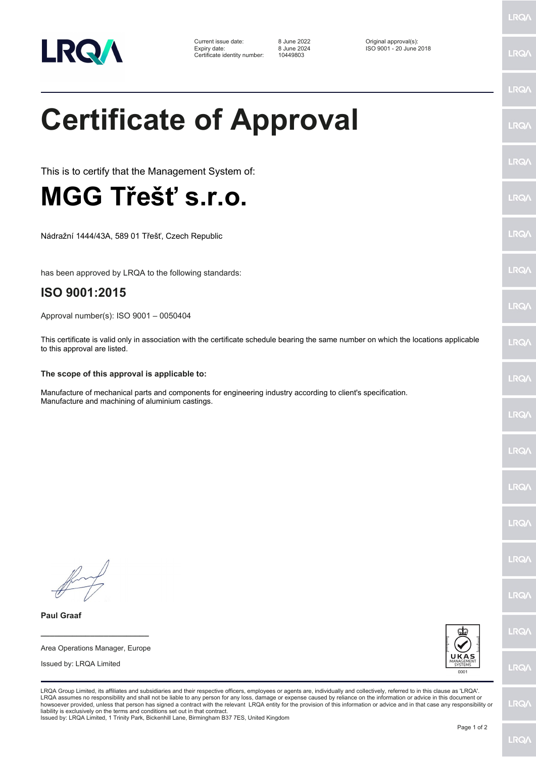| | | |
|---|---|---|
| Current issue date: | 8 June 2022 | Original approval(s): |
| Expiry date: | 8 June 2024 | ISO 9001 - 20 June 2018 |
| Certificate identity number: | 10449803 | |

# Certificate of Approval

This is to certify that the Management System of:

# MGG Třešť s.r.o.

Nádražní 1444/43A, 589 01 Třešť, Czech Republic

has been approved by LRQA to the following standards:

## ISO 9001:2015

Approval number(s): ISO 9001 – 0050404

This certificate is valid only in association with the certificate schedule bearing the same number on which the locations applicable to this approval are listed.

**The scope of this approval is applicable to:**

Manufacture of mechanical parts and components for engineering industry according to client's specification.
Manufacture and machining of aluminium castings.

**Paul Graaf**

Area Operations Manager, Europe

Issued by: LRQA Limited

UKAS MANAGEMENT SYSTEMS 0001

LRQA Group Limited, its affiliates and subsidiaries and their respective officers, employees or agents are, individually and collectively, referred to in this clause as 'LRQA'. LRQA assumes no responsibility and shall not be liable to any person for any loss, damage or expense caused by reliance on the information or advice in this document or howsoever provided, unless that person has signed a contract with the relevant LRQA entity for the provision of this information or advice and in that case any responsibility or liability is exclusively on the terms and conditions set out in that contract.
Issued by: LRQA Limited, 1 Trinity Park, Bickenhill Lane, Birmingham B37 7ES, United Kingdom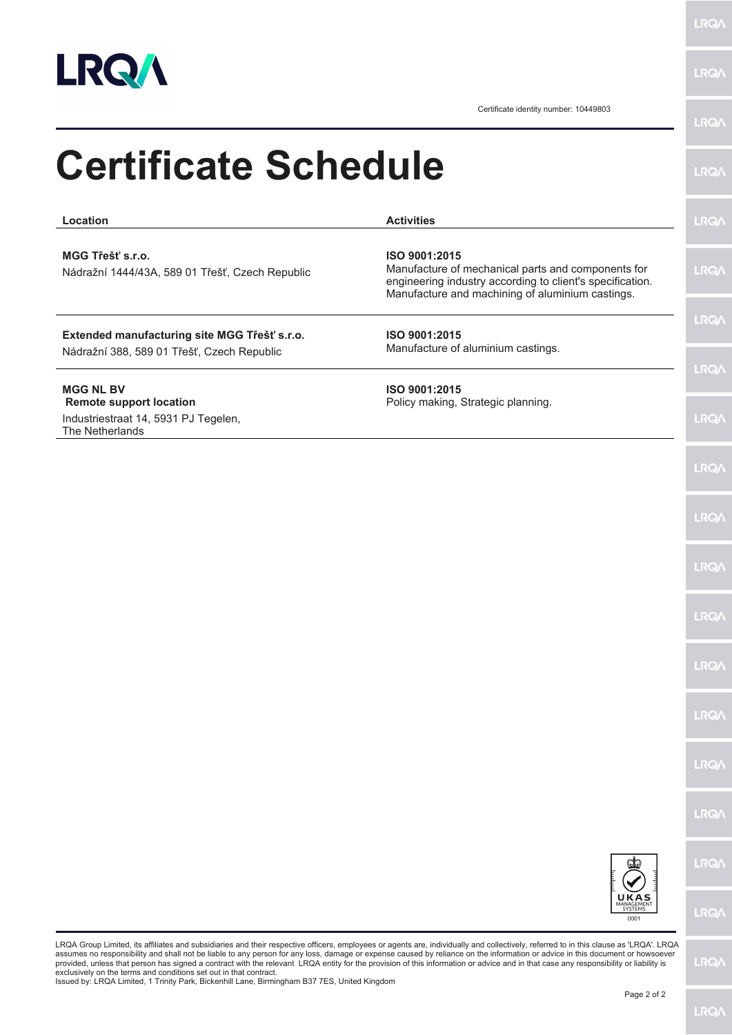Certificate identity number: 10449803

# Certificate Schedule

| Location | Activities |
|---|---|
| **MGG Třešť s.r.o.** Nádražní 1444/43A, 589 01 Třešť, Czech Republic | **ISO 9001:2015** Manufacture of mechanical parts and components for engineering industry according to client's specification. Manufacture and machining of aluminium castings. |
| **Extended manufacturing site MGG Třešť s.r.o.** Nádražní 388, 589 01 Třešť, Czech Republic | **ISO 9001:2015** Manufacture of aluminium castings. |
| **MGG NL BV** **Remote support location** Industriestraat 14, 5931 PJ Tegelen, The Netherlands | **ISO 9001:2015** Policy making, Strategic planning. |

UKAS MANAGEMENT SYSTEMS 0001

LRQA Group Limited, its affiliates and subsidiaries and their respective officers, employees or agents are, individually and collectively, referred to in this clause as 'LRQA'. LRQA assumes no responsibility and shall not be liable to any person for any loss, damage or expense caused by reliance on the information or advice in this document or howsoever provided, unless that person has signed a contract with the relevant LRQA entity for the provision of this information or advice and in that case any responsibility or liability is exclusively on the terms and conditions set out in that contract.
Issued by: LRQA Limited, 1 Trinity Park, Bickenhill Lane, Birmingham B37 7ES, United Kingdom